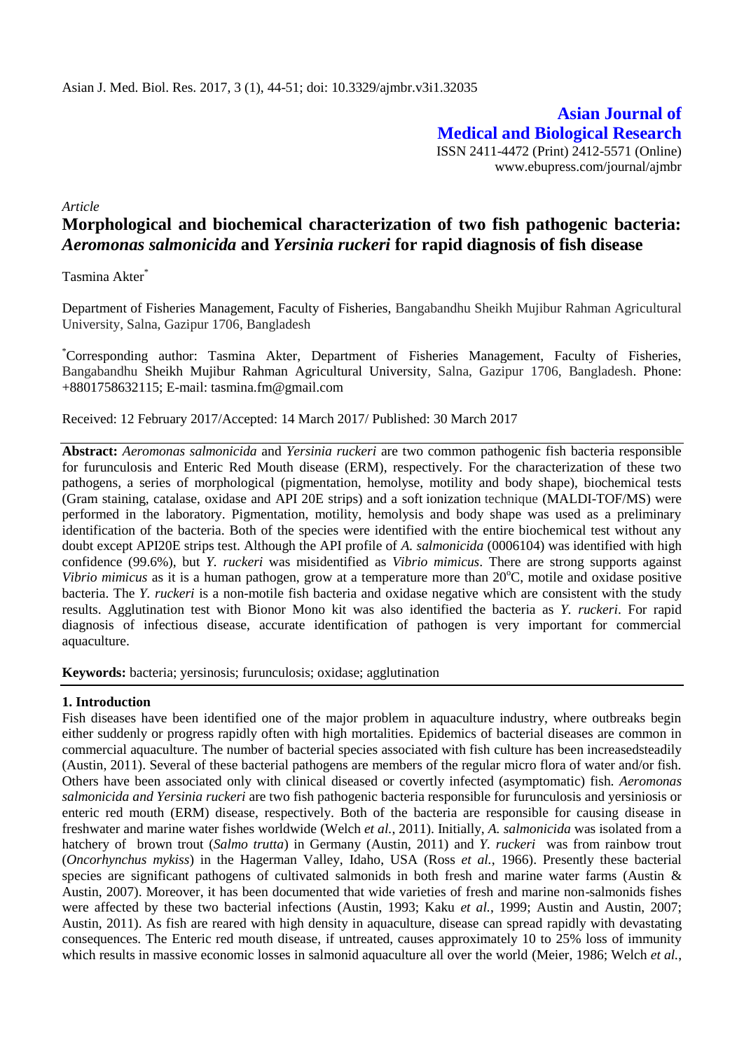# Morphological and biochemical characterization of two fish pathogenic bacteria: *Aeromonas salmonicida* and *Yersinia ruckeri* for rapid diagnosis of fish disease

*Article*

Tasmina Akter*

Department of Fisheries Management, Faculty of Fisheries, Bangabandhu Sheikh Mujibur Rahman Agricultural University, Salna, Gazipur 1706, Bangladesh

*Corresponding author: Tasmina Akter, Department of Fisheries Management, Faculty of Fisheries, Bangabandhu Sheikh Mujibur Rahman Agricultural University, Salna, Gazipur 1706, Bangladesh. Phone: +8801758632115; E-mail: tasmina.fm@gmail.com

Received: 12 February 2017/Accepted: 14 March 2017/ Published: 30 March 2017

**Abstract:** *Aeromonas salmonicida* and *Yersinia ruckeri* are two common pathogenic fish bacteria responsible for furunculosis and Enteric Red Mouth disease (ERM), respectively. For the characterization of these two pathogens, a series of morphological (pigmentation, hemolyse, motility and body shape), biochemical tests (Gram staining, catalase, oxidase and API 20E strips) and a soft ionization technique (MALDI-TOF/MS) were performed in the laboratory. Pigmentation, motility, hemolysis and body shape was used as a preliminary identification of the bacteria. Both of the species were identified with the entire biochemical test without any doubt except API20E strips test. Although the API profile of *A. salmonicida* (0006104) was identified with high confidence (99.6%), but *Y. ruckeri* was misidentified as *Vibrio mimicus*. There are strong supports against *Vibrio mimicus* as it is a human pathogen, grow at a temperature more than 20$^{o}$C, motile and oxidase positive bacteria. The *Y. ruckeri* is a non-motile fish bacteria and oxidase negative which are consistent with the study results. Agglutination test with Bionor Mono kit was also identified the bacteria as *Y. ruckeri*. For rapid diagnosis of infectious disease, accurate identification of pathogen is very important for commercial aquaculture.

**Keywords:** bacteria; yersinosis; furunculosis; oxidase; agglutination

## 1. Introduction

Fish diseases have been identified one of the major problem in aquaculture industry, where outbreaks begin either suddenly or progress rapidly often with high mortalities. Epidemics of bacterial diseases are common in commercial aquaculture. The number of bacterial species associated with fish culture has been increasedsteadily (Austin, 2011). Several of these bacterial pathogens are members of the regular micro flora of water and/or fish. Others have been associated only with clinical diseased or covertly infected (asymptomatic) fish. *Aeromonas salmonicida and Yersinia ruckeri* are two fish pathogenic bacteria responsible for furunculosis and yersiniosis or enteric red mouth (ERM) disease, respectively. Both of the bacteria are responsible for causing disease in freshwater and marine water fishes worldwide (Welch *et al.*, 2011). Initially, *A. salmonicida* was isolated from a hatchery of brown trout (*Salmo trutta*) in Germany (Austin, 2011) and *Y. ruckeri* was from rainbow trout (*Oncorhynchus mykiss*) in the Hagerman Valley, Idaho, USA (Ross *et al.*, 1966). Presently these bacterial species are significant pathogens of cultivated salmonids in both fresh and marine water farms (Austin & Austin, 2007). Moreover, it has been documented that wide varieties of fresh and marine non-salmonids fishes were affected by these two bacterial infections (Austin, 1993; Kaku *et al.*, 1999; Austin and Austin, 2007; Austin, 2011). As fish are reared with high density in aquaculture, disease can spread rapidly with devastating consequences. The Enteric red mouth disease, if untreated, causes approximately 10 to 25% loss of immunity which results in massive economic losses in salmonid aquaculture all over the world (Meier, 1986; Welch *et al.*,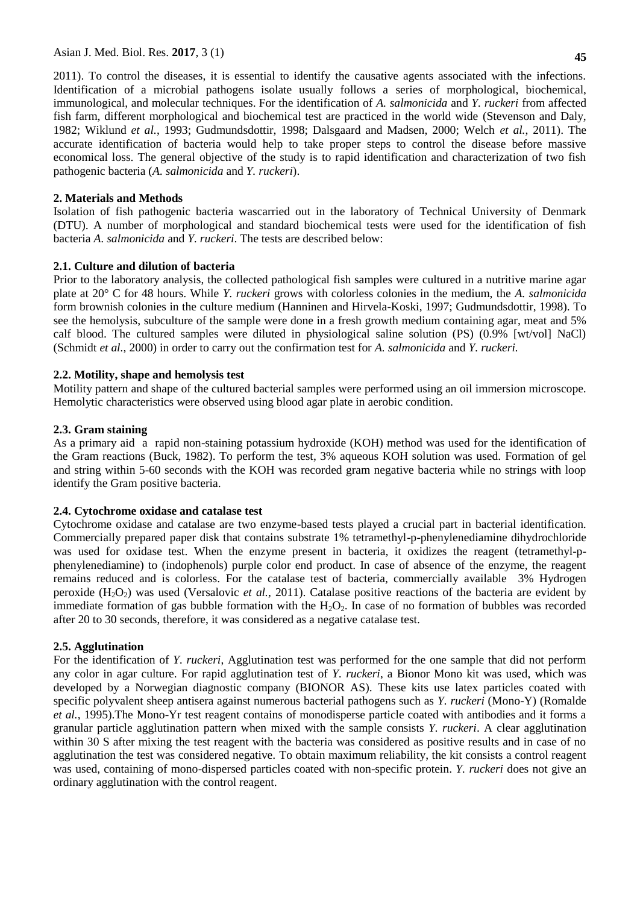2011). To control the diseases, it is essential to identify the causative agents associated with the infections. Identification of a microbial pathogens isolate usually follows a series of morphological, biochemical, immunological, and molecular techniques. For the identification of *A. salmonicida* and *Y. ruckeri* from affected fish farm, different morphological and biochemical test are practiced in the world wide (Stevenson and Daly, 1982; Wiklund *et al.*, 1993; Gudmundsdottir, 1998; Dalsgaard and Madsen, 2000; Welch *et al.*, 2011). The accurate identification of bacteria would help to take proper steps to control the disease before massive economical loss. The general objective of the study is to rapid identification and characterization of two fish pathogenic bacteria (*A. salmonicida* and *Y. ruckeri*).

## 2. Materials and Methods

Isolation of fish pathogenic bacteria wascarried out in the laboratory of Technical University of Denmark (DTU). A number of morphological and standard biochemical tests were used for the identification of fish bacteria *A. salmonicida* and *Y. ruckeri*. The tests are described below:

### 2.1. Culture and dilution of bacteria

Prior to the laboratory analysis, the collected pathological fish samples were cultured in a nutritive marine agar plate at 20° C for 48 hours. While *Y. ruckeri* grows with colorless colonies in the medium, the *A. salmonicida* form brownish colonies in the culture medium (Hanninen and Hirvela-Koski, 1997; Gudmundsdottir, 1998). To see the hemolysis, subculture of the sample were done in a fresh growth medium containing agar, meat and 5% calf blood. The cultured samples were diluted in physiological saline solution (PS) (0.9% [wt/vol] NaCl) (Schmidt *et al.*, 2000) in order to carry out the confirmation test for *A. salmonicida* and *Y. ruckeri.*

### 2.2. Motility, shape and hemolysis test

Motility pattern and shape of the cultured bacterial samples were performed using an oil immersion microscope. Hemolytic characteristics were observed using blood agar plate in aerobic condition.

### 2.3. Gram staining

As a primary aid a rapid non-staining potassium hydroxide (KOH) method was used for the identification of the Gram reactions (Buck, 1982). To perform the test, 3% aqueous KOH solution was used. Formation of gel and string within 5-60 seconds with the KOH was recorded gram negative bacteria while no strings with loop identify the Gram positive bacteria.

### 2.4. Cytochrome oxidase and catalase test

Cytochrome oxidase and catalase are two enzyme-based tests played a crucial part in bacterial identification. Commercially prepared paper disk that contains substrate 1% tetramethyl-p-phenylenediamine dihydrochloride was used for oxidase test. When the enzyme present in bacteria, it oxidizes the reagent (tetramethyl-p-phenylenediamine) to (indophenols) purple color end product. In case of absence of the enzyme, the reagent remains reduced and is colorless. For the catalase test of bacteria, commercially available 3% Hydrogen peroxide ($H_2O_2$) was used (Versalovic *et al.*, 2011). Catalase positive reactions of the bacteria are evident by immediate formation of gas bubble formation with the $H_2O_2$. In case of no formation of bubbles was recorded after 20 to 30 seconds, therefore, it was considered as a negative catalase test.

### 2.5. Agglutination

For the identification of *Y. ruckeri*, Agglutination test was performed for the one sample that did not perform any color in agar culture. For rapid agglutination test of *Y. ruckeri*, a Bionor Mono kit was used, which was developed by a Norwegian diagnostic company (BIONOR AS). These kits use latex particles coated with specific polyvalent sheep antisera against numerous bacterial pathogens such as *Y. ruckeri* (Mono-Y) (Romalde *et al.*, 1995).The Mono-Yr test reagent contains of monodisperse particle coated with antibodies and it forms a granular particle agglutination pattern when mixed with the sample consists *Y. ruckeri*. A clear agglutination within 30 S after mixing the test reagent with the bacteria was considered as positive results and in case of no agglutination the test was considered negative. To obtain maximum reliability, the kit consists a control reagent was used, containing of mono-dispersed particles coated with non-specific protein. *Y. ruckeri* does not give an ordinary agglutination with the control reagent.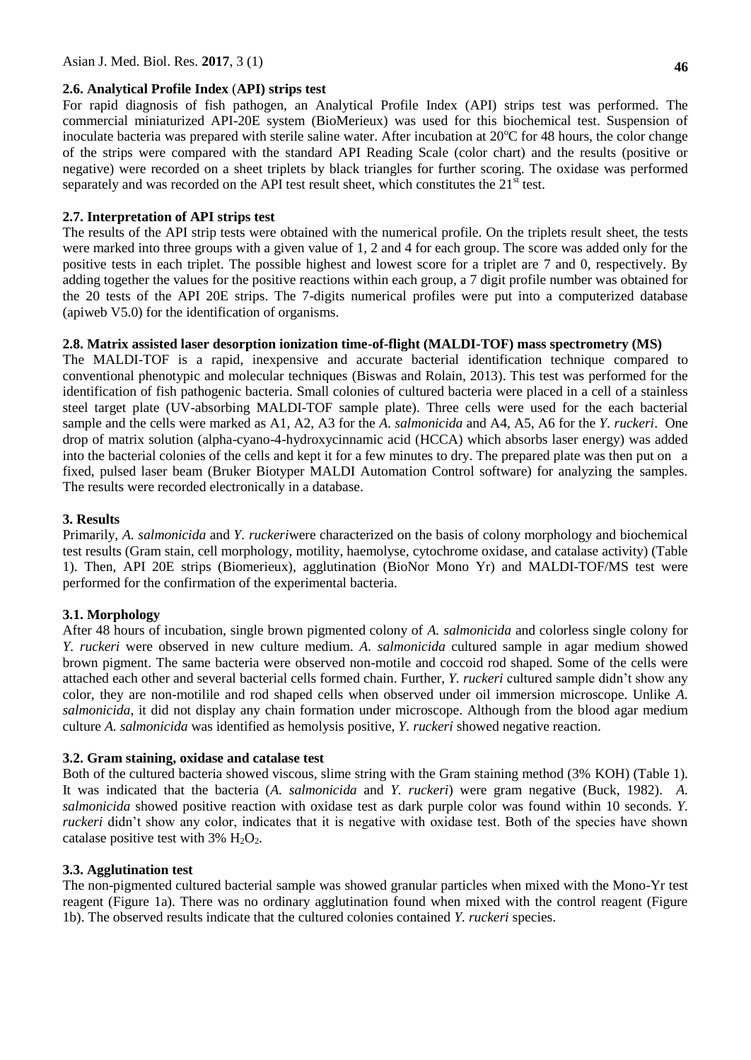### 2.6. Analytical Profile Index (API) strips test

For rapid diagnosis of fish pathogen, an Analytical Profile Index (API) strips test was performed. The commercial miniaturized API-20E system (BioMerieux) was used for this biochemical test. Suspension of inoculate bacteria was prepared with sterile saline water. After incubation at 20°C for 48 hours, the color change of the strips were compared with the standard API Reading Scale (color chart) and the results (positive or negative) were recorded on a sheet triplets by black triangles for further scoring. The oxidase was performed separately and was recorded on the API test result sheet, which constitutes the 21st test.

### 2.7. Interpretation of API strips test

The results of the API strip tests were obtained with the numerical profile. On the triplets result sheet, the tests were marked into three groups with a given value of 1, 2 and 4 for each group. The score was added only for the positive tests in each triplet. The possible highest and lowest score for a triplet are 7 and 0, respectively. By adding together the values for the positive reactions within each group, a 7 digit profile number was obtained for the 20 tests of the API 20E strips. The 7-digits numerical profiles were put into a computerized database (apiweb V5.0) for the identification of organisms.

### 2.8. Matrix assisted laser desorption ionization time-of-flight (MALDI-TOF) mass spectrometry (MS)

The MALDI-TOF is a rapid, inexpensive and accurate bacterial identification technique compared to conventional phenotypic and molecular techniques (Biswas and Rolain, 2013). This test was performed for the identification of fish pathogenic bacteria. Small colonies of cultured bacteria were placed in a cell of a stainless steel target plate (UV-absorbing MALDI-TOF sample plate). Three cells were used for the each bacterial sample and the cells were marked as A1, A2, A3 for the *A. salmonicida* and A4, A5, A6 for the *Y. ruckeri*. One drop of matrix solution (alpha-cyano-4-hydroxycinnamic acid (HCCA) which absorbs laser energy) was added into the bacterial colonies of the cells and kept it for a few minutes to dry. The prepared plate was then put on a fixed, pulsed laser beam (Bruker Biotyper MALDI Automation Control software) for analyzing the samples. The results were recorded electronically in a database.

## 3. Results

Primarily, *A. salmonicida* and *Y. ruckeri*were characterized on the basis of colony morphology and biochemical test results (Gram stain, cell morphology, motility, haemolyse, cytochrome oxidase, and catalase activity) (Table 1). Then, API 20E strips (Biomerieux), agglutination (BioNor Mono Yr) and MALDI-TOF/MS test were performed for the confirmation of the experimental bacteria.

### 3.1. Morphology

After 48 hours of incubation, single brown pigmented colony of *A. salmonicida* and colorless single colony for *Y. ruckeri* were observed in new culture medium. *A. salmonicida* cultured sample in agar medium showed brown pigment. The same bacteria were observed non-motile and coccoid rod shaped. Some of the cells were attached each other and several bacterial cells formed chain. Further, *Y. ruckeri* cultured sample didn't show any color, they are non-motilile and rod shaped cells when observed under oil immersion microscope. Unlike *A. salmonicida*, it did not display any chain formation under microscope. Although from the blood agar medium culture *A. salmonicida* was identified as hemolysis positive, *Y. ruckeri* showed negative reaction.

### 3.2. Gram staining, oxidase and catalase test

Both of the cultured bacteria showed viscous, slime string with the Gram staining method (3% KOH) (Table 1). It was indicated that the bacteria (*A. salmonicida* and *Y. ruckeri*) were gram negative (Buck, 1982). *A. salmonicida* showed positive reaction with oxidase test as dark purple color was found within 10 seconds. *Y. ruckeri* didn't show any color, indicates that it is negative with oxidase test. Both of the species have shown catalase positive test with 3% $H_2O_2$.

### 3.3. Agglutination test

The non-pigmented cultured bacterial sample was showed granular particles when mixed with the Mono-Yr test reagent (Figure 1a). There was no ordinary agglutination found when mixed with the control reagent (Figure 1b). The observed results indicate that the cultured colonies contained *Y. ruckeri* species.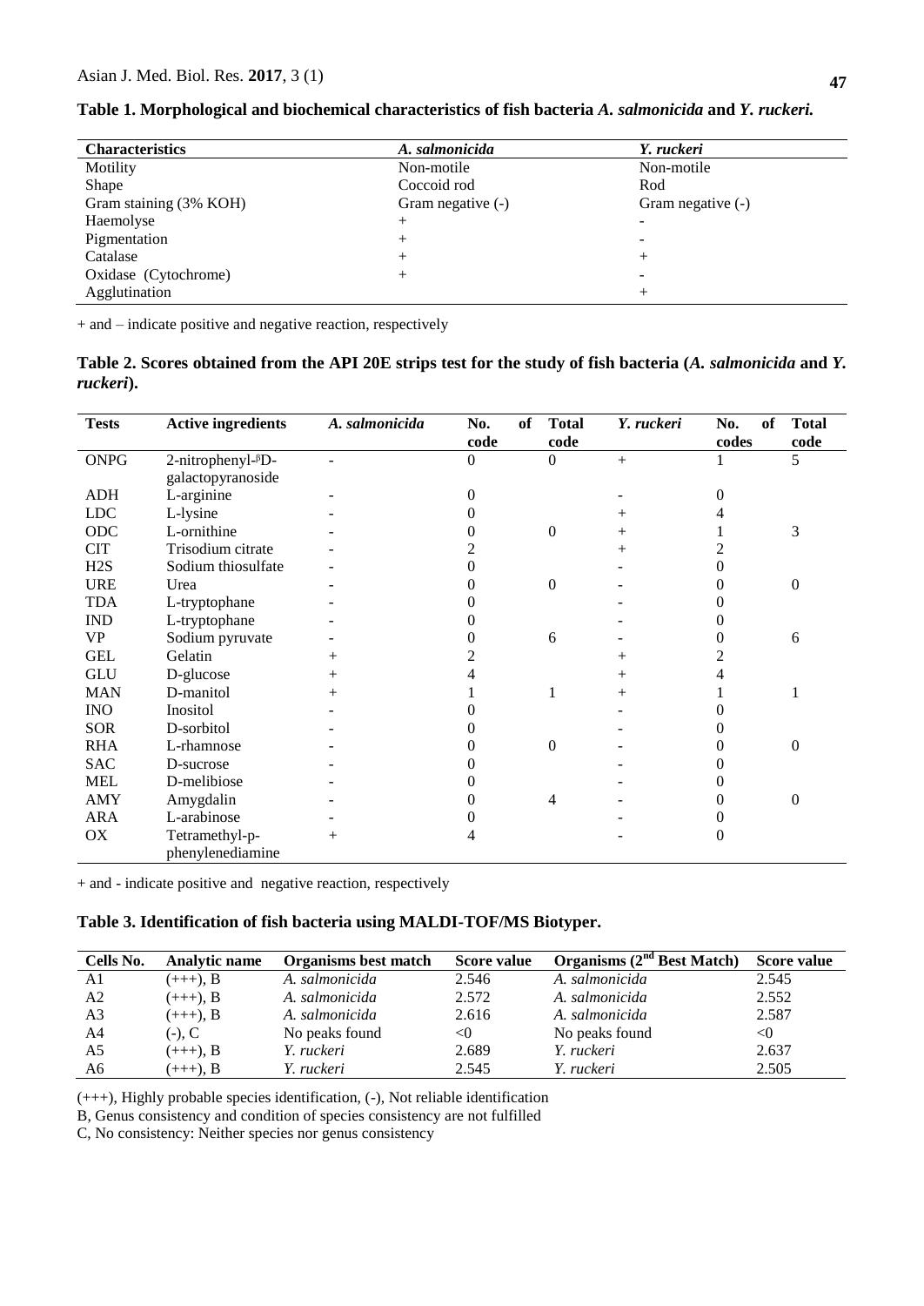**Table 1. Morphological and biochemical characteristics of fish bacteria *A. salmonicida* and *Y. ruckeri.***

| Characteristics | *A. salmonicida* | *Y. ruckeri* |
|---|---|---|
| Motility | Non-motile | Non-motile |
| Shape | Coccoid rod | Rod |
| Gram staining (3% KOH) | Gram negative (-) | Gram negative (-) |
| Haemolyse | + | - |
| Pigmentation | + | - |
| Catalase | + | + |
| Oxidase (Cytochrome) | + | - |
| Agglutination | | + |

+ and – indicate positive and negative reaction, respectively

**Table 2. Scores obtained from the API 20E strips test for the study of fish bacteria (*A. salmonicida* and *Y. ruckeri*).**

| Tests | Active ingredients | *A. salmonicida* | No. of code | Total code | *Y. ruckeri* | No. of codes | Total code |
|---|---|---|---|---|---|---|---|
| ONPG | 2-nitrophenyl-ᵝD-galactopyranoside | - | 0 | 0 | + | 1 | 5 |
| ADH | L-arginine | - | 0 | | - | 0 | |
| LDC | L-lysine | - | 0 | | + | 4 | |
| ODC | L-ornithine | - | 0 | 0 | + | 1 | 3 |
| CIT | Trisodium citrate | - | 2 | | + | 2 | |
| $H_2S$ | Sodium thiosulfate | - | 0 | | - | 0 | |
| URE | Urea | - | 0 | 0 | - | 0 | 0 |
| TDA | L-tryptophane | - | 0 | | - | 0 | |
| IND | L-tryptophane | - | 0 | | - | 0 | |
| VP | Sodium pyruvate | - | 0 | 6 | - | 0 | 6 |
| GEL | Gelatin | + | 2 | | + | 2 | |
| GLU | D-glucose | + | 4 | | + | 4 | |
| MAN | D-manitol | + | 1 | 1 | + | 1 | 1 |
| INO | Inositol | - | 0 | | - | 0 | |
| SOR | D-sorbitol | - | 0 | | - | 0 | |
| RHA | L-rhamnose | - | 0 | 0 | - | 0 | 0 |
| SAC | D-sucrose | - | 0 | | - | 0 | |
| MEL | D-melibiose | - | 0 | | - | 0 | |
| AMY | Amygdalin | - | 0 | 4 | - | 0 | 0 |
| ARA | L-arabinose | - | 0 | | - | 0 | |
| OX | Tetramethyl-p-phenylenediamine | + | 4 | | - | 0 | |

+ and - indicate positive and negative reaction, respectively

**Table 3. Identification of fish bacteria using MALDI-TOF/MS Biotyper.**

| Cells No. | Analytic name | Organisms best match | Score value | Organisms (2nd Best Match) | Score value |
|---|---|---|---|---|---|
| A1 | (+++), B | *A. salmonicida* | 2.546 | *A. salmonicida* | 2.545 |
| A2 | (+++), B | *A. salmonicida* | 2.572 | *A. salmonicida* | 2.552 |
| A3 | (+++), B | *A. salmonicida* | 2.616 | *A. salmonicida* | 2.587 |
| A4 | (-), C | No peaks found | <0 | No peaks found | <0 |
| A5 | (+++), B | *Y. ruckeri* | 2.689 | *Y. ruckeri* | 2.637 |
| A6 | (+++), B | *Y. ruckeri* | 2.545 | *Y. ruckeri* | 2.505 |

(+++), Highly probable species identification, (-), Not reliable identification

B, Genus consistency and condition of species consistency are not fulfilled

C, No consistency: Neither species nor genus consistency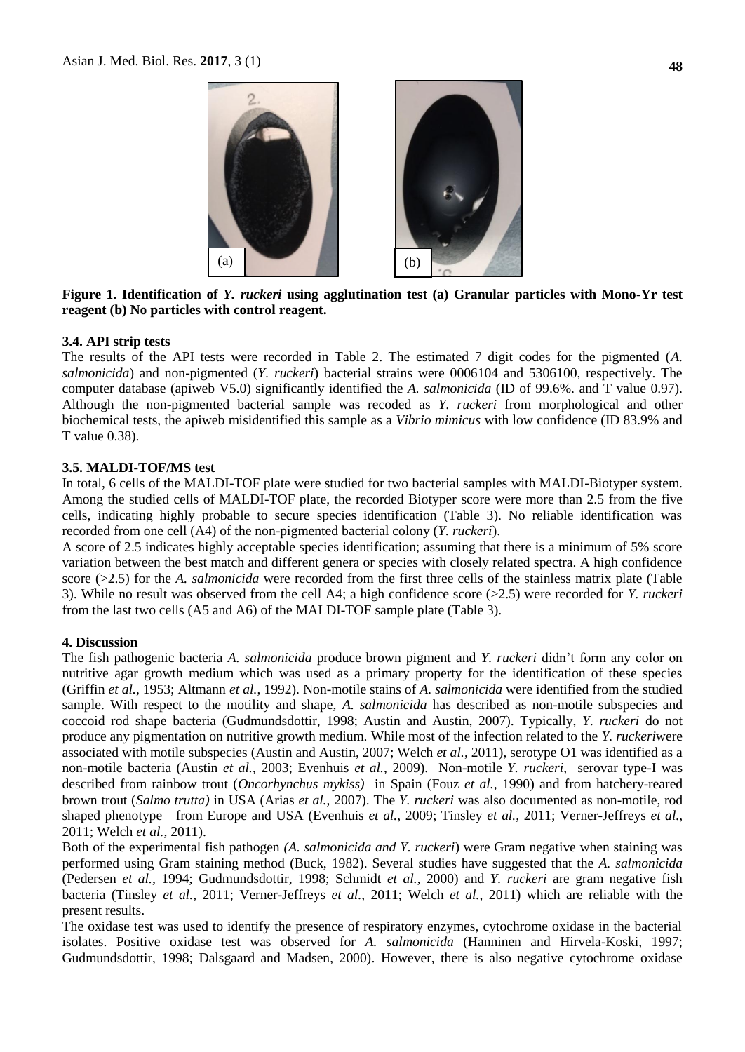**Figure 1. Identification of *Y. ruckeri* using agglutination test (a) Granular particles with Mono-Yr test reagent (b) No particles with control reagent.**

### 3.4. API strip tests

The results of the API tests were recorded in Table 2. The estimated 7 digit codes for the pigmented (*A. salmonicida*) and non-pigmented (*Y. ruckeri*) bacterial strains were 0006104 and 5306100, respectively. The computer database (apiweb V5.0) significantly identified the *A. salmonicida* (ID of 99.6%. and T value 0.97). Although the non-pigmented bacterial sample was recoded as *Y. ruckeri* from morphological and other biochemical tests, the apiweb misidentified this sample as a *Vibrio mimicus* with low confidence (ID 83.9% and T value 0.38).

### 3.5. MALDI-TOF/MS test

In total, 6 cells of the MALDI-TOF plate were studied for two bacterial samples with MALDI-Biotyper system. Among the studied cells of MALDI-TOF plate, the recorded Biotyper score were more than 2.5 from the five cells, indicating highly probable to secure species identification (Table 3). No reliable identification was recorded from one cell (A4) of the non-pigmented bacterial colony (*Y. ruckeri*).

A score of 2.5 indicates highly acceptable species identification; assuming that there is a minimum of 5% score variation between the best match and different genera or species with closely related spectra. A high confidence score (>2.5) for the *A. salmonicida* were recorded from the first three cells of the stainless matrix plate (Table 3). While no result was observed from the cell A4; a high confidence score (>2.5) were recorded for *Y. ruckeri* from the last two cells (A5 and A6) of the MALDI-TOF sample plate (Table 3).

## 4. Discussion

The fish pathogenic bacteria *A. salmonicida* produce brown pigment and *Y. ruckeri* didn't form any color on nutritive agar growth medium which was used as a primary property for the identification of these species (Griffin *et al.*, 1953; Altmann *et al.*, 1992). Non-motile stains of *A. salmonicida* were identified from the studied sample. With respect to the motility and shape, *A. salmonicida* has described as non-motile subspecies and coccoid rod shape bacteria (Gudmundsdottir, 1998; Austin and Austin, 2007). Typically, *Y. ruckeri* do not produce any pigmentation on nutritive growth medium. While most of the infection related to the *Y. ruckeri*were associated with motile subspecies (Austin and Austin, 2007; Welch *et al.*, 2011), serotype O1 was identified as a non-motile bacteria (Austin *et al.*, 2003; Evenhuis *et al.*, 2009). Non-motile *Y. ruckeri*, serovar type-I was described from rainbow trout (*Oncorhynchus mykiss)* in Spain (Fouz *et al.*, 1990) and from hatchery-reared brown trout (*Salmo trutta)* in USA (Arias *et al.*, 2007). The *Y. ruckeri* was also documented as non-motile, rod shaped phenotype from Europe and USA (Evenhuis *et al.*, 2009; Tinsley *et al.*, 2011; Verner-Jeffreys *et al.*, 2011; Welch *et al.*, 2011).

Both of the experimental fish pathogen *(A. salmonicida and Y. ruckeri*) were Gram negative when staining was performed using Gram staining method (Buck, 1982). Several studies have suggested that the *A. salmonicida* (Pedersen *et al.*, 1994; Gudmundsdottir, 1998; Schmidt *et al.*, 2000) and *Y. ruckeri* are gram negative fish bacteria (Tinsley *et al.*, 2011; Verner-Jeffreys *et al.*, 2011; Welch *et al.*, 2011) which are reliable with the present results.

The oxidase test was used to identify the presence of respiratory enzymes, cytochrome oxidase in the bacterial isolates. Positive oxidase test was observed for *A. salmonicida* (Hanninen and Hirvela-Koski, 1997; Gudmundsdottir, 1998; Dalsgaard and Madsen, 2000). However, there is also negative cytochrome oxidase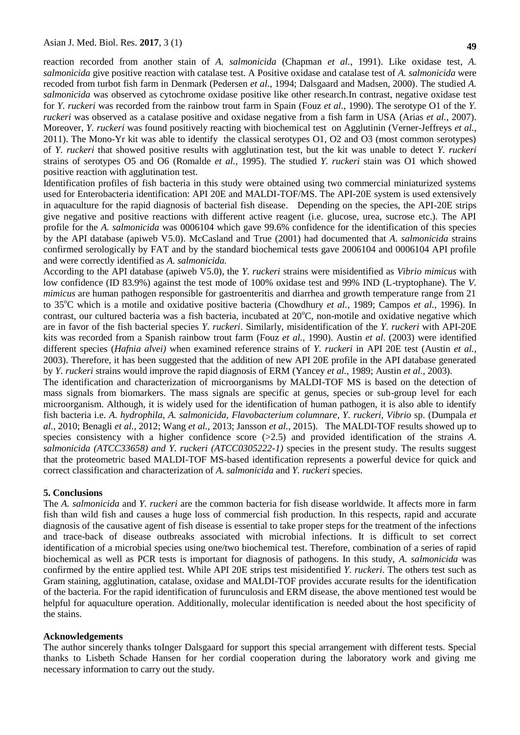reaction recorded from another stain of *A. salmonicida* (Chapman *et al.*, 1991). Like oxidase test, *A. salmonicida* give positive reaction with catalase test. A Positive oxidase and catalase test of *A. salmonicida* were recoded from turbot fish farm in Denmark (Pedersen *et al.*, 1994; Dalsgaard and Madsen, 2000). The studied *A. salmonicida* was observed as cytochrome oxidase positive like other research.In contrast, negative oxidase test for *Y. ruckeri* was recorded from the rainbow trout farm in Spain (Fouz *et al.*, 1990). The serotype O1 of the *Y. ruckeri* was observed as a catalase positive and oxidase negative from a fish farm in USA (Arias *et al.*, 2007). Moreover, *Y. ruckeri* was found positively reacting with biochemical test on Agglutinin (Verner-Jeffreys *et al.*, 2011). The Mono-Yr kit was able to identify the classical serotypes O1, O2 and O3 (most common serotypes) of *Y. ruckeri* that showed positive results with agglutination test, but the kit was unable to detect *Y. ruckeri* strains of serotypes O5 and O6 (Romalde *et al.*, 1995). The studied *Y. ruckeri* stain was O1 which showed positive reaction with agglutination test.

Identification profiles of fish bacteria in this study were obtained using two commercial miniaturized systems used for Enterobacteria identification: API 20E and MALDI-TOF/MS. The API-20E system is used extensively in aquaculture for the rapid diagnosis of bacterial fish disease. Depending on the species, the API-20E strips give negative and positive reactions with different active reagent (i.e. glucose, urea, sucrose etc.). The API profile for the *A. salmonicida* was 0006104 which gave 99.6% confidence for the identification of this species by the API database (apiweb V5.0). McCasland and True (2001) had documented that *A. salmonicida* strains confirmed serologically by FAT and by the standard biochemical tests gave 2006104 and 0006104 API profile and were correctly identified as *A. salmonicida.*

According to the API database (apiweb V5.0), the *Y. ruckeri* strains were misidentified as *Vibrio mimicus* with low confidence (ID 83.9%) against the test mode of 100% oxidase test and 99% IND (L-tryptophane). The *V. mimicus* are human pathogen responsible for gastroenteritis and diarrhea and growth temperature range from 21 to 35$^{o}$C which is a motile and oxidative positive bacteria (Chowdhury *et al.*, 1989; Campos *et al.*, 1996). In contrast, our cultured bacteria was a fish bacteria, incubated at 20$^{o}$C, non-motile and oxidative negative which are in favor of the fish bacterial species *Y. ruckeri*. Similarly, misidentification of the *Y. ruckeri* with API-20E kits was recorded from a Spanish rainbow trout farm (Fouz *et al.*, 1990). Austin *et al*. (2003) were identified different species (*Hafnia alvei)* when examined reference strains of *Y. ruckeri* in API 20E test (Austin *et al.*, 2003). Therefore, it has been suggested that the addition of new API 20E profile in the API database generated by *Y. ruckeri* strains would improve the rapid diagnosis of ERM (Yancey *et al.*, 1989; Austin *et al.*, 2003).

The identification and characterization of microorganisms by MALDI-TOF MS is based on the detection of mass signals from biomarkers. The mass signals are specific at genus, species or sub-group level for each microorganism. Although, it is widely used for the identification of human pathogen, it is also able to identify fish bacteria i.e. *A. hydrophila, A. salmonicida, Flavobacterium columnare*, *Y. ruckeri, Vibrio* sp. (Dumpala *et al.*, 2010; Benagli *et al.*, 2012; Wang *et al.*, 2013; Jansson *et al.*, 2015). The MALDI-TOF results showed up to species consistency with a higher confidence score (>2.5) and provided identification of the strains *A. salmonicida (ATCC33658) and Y. ruckeri (ATCC0305222-1)* species in the present study. The results suggest that the proteometric based MALDI-TOF MS-based identification represents a powerful device for quick and correct classification and characterization of *A. salmonicida* and *Y. ruckeri* species.

## 5. Conclusions

The *A. salmonicida* and *Y. ruckeri* are the common bacteria for fish disease worldwide. It affects more in farm fish than wild fish and causes a huge loss of commercial fish production. In this respects, rapid and accurate diagnosis of the causative agent of fish disease is essential to take proper steps for the treatment of the infections and trace-back of disease outbreaks associated with microbial infections. It is difficult to set correct identification of a microbial species using one/two biochemical test. Therefore, combination of a series of rapid biochemical as well as PCR tests is important for diagnosis of pathogens. In this study, *A. salmonicida* was confirmed by the entire applied test. While API 20E strips test misidentified *Y. ruckeri*. The others test such as Gram staining, agglutination, catalase, oxidase and MALDI-TOF provides accurate results for the identification of the bacteria. For the rapid identification of furunculosis and ERM disease, the above mentioned test would be helpful for aquaculture operation. Additionally, molecular identification is needed about the host specificity of the stains.

## Acknowledgements

The author sincerely thanks toInger Dalsgaard for support this special arrangement with different tests. Special thanks to Lisbeth Schade Hansen for her cordial cooperation during the laboratory work and giving me necessary information to carry out the study.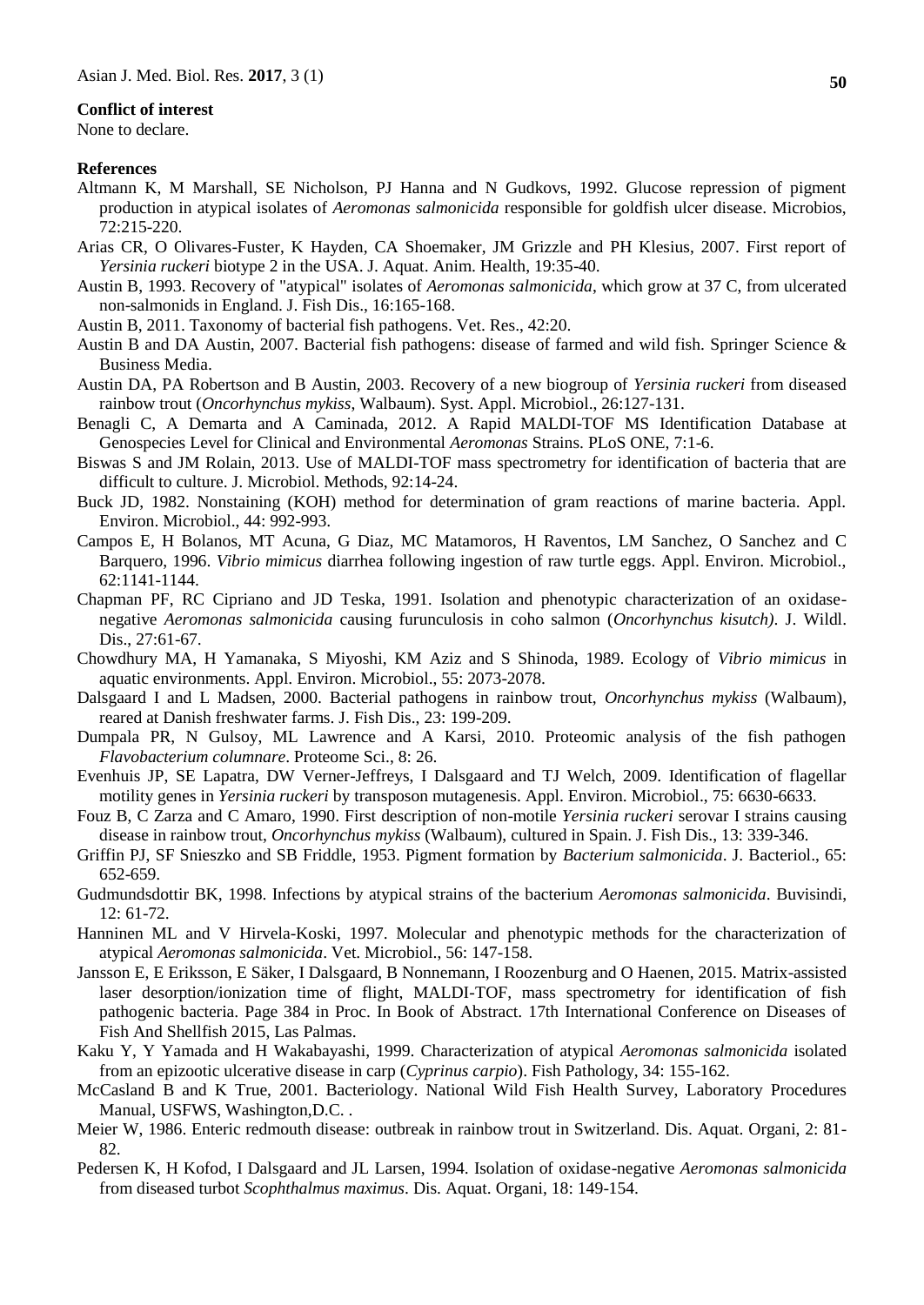**Conflict of interest**

None to declare.

**References**

Altmann K, M Marshall, SE Nicholson, PJ Hanna and N Gudkovs, 1992. Glucose repression of pigment production in atypical isolates of *Aeromonas salmonicida* responsible for goldfish ulcer disease. Microbios, 72:215-220.

Arias CR, O Olivares-Fuster, K Hayden, CA Shoemaker, JM Grizzle and PH Klesius, 2007. First report of *Yersinia ruckeri* biotype 2 in the USA. J. Aquat. Anim. Health, 19:35-40.

Austin B, 1993. Recovery of "atypical" isolates of *Aeromonas salmonicida*, which grow at 37 C, from ulcerated non-salmonids in England. J. Fish Dis., 16:165-168.

Austin B, 2011. Taxonomy of bacterial fish pathogens. Vet. Res., 42:20.

Austin B and DA Austin, 2007. Bacterial fish pathogens: disease of farmed and wild fish. Springer Science & Business Media.

Austin DA, PA Robertson and B Austin, 2003. Recovery of a new biogroup of *Yersinia ruckeri* from diseased rainbow trout (*Oncorhynchus mykiss*, Walbaum). Syst. Appl. Microbiol., 26:127-131.

Benagli C, A Demarta and A Caminada, 2012. A Rapid MALDI-TOF MS Identification Database at Genospecies Level for Clinical and Environmental *Aeromonas* Strains. PLoS ONE, 7:1-6.

Biswas S and JM Rolain, 2013. Use of MALDI-TOF mass spectrometry for identification of bacteria that are difficult to culture. J. Microbiol. Methods, 92:14-24.

Buck JD, 1982. Nonstaining (KOH) method for determination of gram reactions of marine bacteria. Appl. Environ. Microbiol., 44: 992-993.

Campos E, H Bolanos, MT Acuna, G Diaz, MC Matamoros, H Raventos, LM Sanchez, O Sanchez and C Barquero, 1996. *Vibrio mimicus* diarrhea following ingestion of raw turtle eggs. Appl. Environ. Microbiol., 62:1141-1144.

Chapman PF, RC Cipriano and JD Teska, 1991. Isolation and phenotypic characterization of an oxidase-negative *Aeromonas salmonicida* causing furunculosis in coho salmon (*Oncorhynchus kisutch)*. J. Wildl. Dis., 27:61-67.

Chowdhury MA, H Yamanaka, S Miyoshi, KM Aziz and S Shinoda, 1989. Ecology of *Vibrio mimicus* in aquatic environments. Appl. Environ. Microbiol., 55: 2073-2078.

Dalsgaard I and L Madsen, 2000. Bacterial pathogens in rainbow trout, *Oncorhynchus mykiss* (Walbaum), reared at Danish freshwater farms. J. Fish Dis., 23: 199-209.

Dumpala PR, N Gulsoy, ML Lawrence and A Karsi, 2010. Proteomic analysis of the fish pathogen *Flavobacterium columnare*. Proteome Sci., 8: 26.

Evenhuis JP, SE Lapatra, DW Verner-Jeffreys, I Dalsgaard and TJ Welch, 2009. Identification of flagellar motility genes in *Yersinia ruckeri* by transposon mutagenesis. Appl. Environ. Microbiol., 75: 6630-6633.

Fouz B, C Zarza and C Amaro, 1990. First description of non-motile *Yersinia ruckeri* serovar I strains causing disease in rainbow trout, *Oncorhynchus mykiss* (Walbaum), cultured in Spain. J. Fish Dis., 13: 339-346.

Griffin PJ, SF Snieszko and SB Friddle, 1953. Pigment formation by *Bacterium salmonicida*. J. Bacteriol., 65: 652-659.

Gudmundsdottir BK, 1998. Infections by atypical strains of the bacterium *Aeromonas salmonicida*. Buvisindi, 12: 61-72.

Hanninen ML and V Hirvela-Koski, 1997. Molecular and phenotypic methods for the characterization of atypical *Aeromonas salmonicida*. Vet. Microbiol., 56: 147-158.

Jansson E, E Eriksson, E Säker, I Dalsgaard, B Nonnemann, I Roozenburg and O Haenen, 2015. Matrix-assisted laser desorption/ionization time of flight, MALDI-TOF, mass spectrometry for identification of fish pathogenic bacteria. Page 384 in Proc. In Book of Abstract. 17th International Conference on Diseases of Fish And Shellfish 2015, Las Palmas.

Kaku Y, Y Yamada and H Wakabayashi, 1999. Characterization of atypical *Aeromonas salmonicida* isolated from an epizootic ulcerative disease in carp (*Cyprinus carpio*). Fish Pathology, 34: 155-162.

McCasland B and K True, 2001. Bacteriology. National Wild Fish Health Survey, Laboratory Procedures Manual, USFWS, Washington,D.C. .

Meier W, 1986. Enteric redmouth disease: outbreak in rainbow trout in Switzerland. Dis. Aquat. Organi, 2: 81-82.

Pedersen K, H Kofod, I Dalsgaard and JL Larsen, 1994. Isolation of oxidase-negative *Aeromonas salmonicida* from diseased turbot *Scophthalmus maximus*. Dis. Aquat. Organi, 18: 149-154.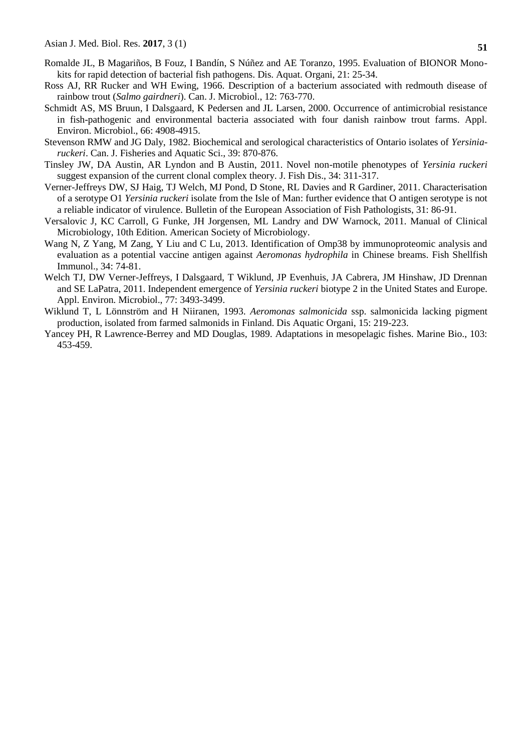Romalde JL, B Magariños, B Fouz, I Bandín, S Núñez and AE Toranzo, 1995. Evaluation of BIONOR Mono-kits for rapid detection of bacterial fish pathogens. Dis. Aquat. Organi, 21: 25-34.

Ross AJ, RR Rucker and WH Ewing, 1966. Description of a bacterium associated with redmouth disease of rainbow trout (*Salmo gairdneri*). Can. J. Microbiol., 12: 763-770.

Schmidt AS, MS Bruun, I Dalsgaard, K Pedersen and JL Larsen, 2000. Occurrence of antimicrobial resistance in fish-pathogenic and environmental bacteria associated with four danish rainbow trout farms. Appl. Environ. Microbiol., 66: 4908-4915.

Stevenson RMW and JG Daly, 1982. Biochemical and serological characteristics of Ontario isolates of *Yersinia-ruckeri*. Can. J. Fisheries and Aquatic Sci., 39: 870-876.

Tinsley JW, DA Austin, AR Lyndon and B Austin, 2011. Novel non-motile phenotypes of *Yersinia ruckeri* suggest expansion of the current clonal complex theory. J. Fish Dis., 34: 311-317.

Verner-Jeffreys DW, SJ Haig, TJ Welch, MJ Pond, D Stone, RL Davies and R Gardiner, 2011. Characterisation of a serotype O1 *Yersinia ruckeri* isolate from the Isle of Man: further evidence that O antigen serotype is not a reliable indicator of virulence. Bulletin of the European Association of Fish Pathologists, 31: 86-91.

Versalovic J, KC Carroll, G Funke, JH Jorgensen, ML Landry and DW Warnock, 2011. Manual of Clinical Microbiology, 10th Edition. American Society of Microbiology.

Wang N, Z Yang, M Zang, Y Liu and C Lu, 2013. Identification of Omp38 by immunoproteomic analysis and evaluation as a potential vaccine antigen against *Aeromonas hydrophila* in Chinese breams. Fish Shellfish Immunol., 34: 74-81.

Welch TJ, DW Verner-Jeffreys, I Dalsgaard, T Wiklund, JP Evenhuis, JA Cabrera, JM Hinshaw, JD Drennan and SE LaPatra, 2011. Independent emergence of *Yersinia ruckeri* biotype 2 in the United States and Europe. Appl. Environ. Microbiol., 77: 3493-3499.

Wiklund T, L Lönnström and H Niiranen, 1993. *Aeromonas salmonicida* ssp. salmonicida lacking pigment production, isolated from farmed salmonids in Finland. Dis Aquatic Organi, 15: 219-223.

Yancey PH, R Lawrence-Berrey and MD Douglas, 1989. Adaptations in mesopelagic fishes. Marine Bio., 103: 453-459.